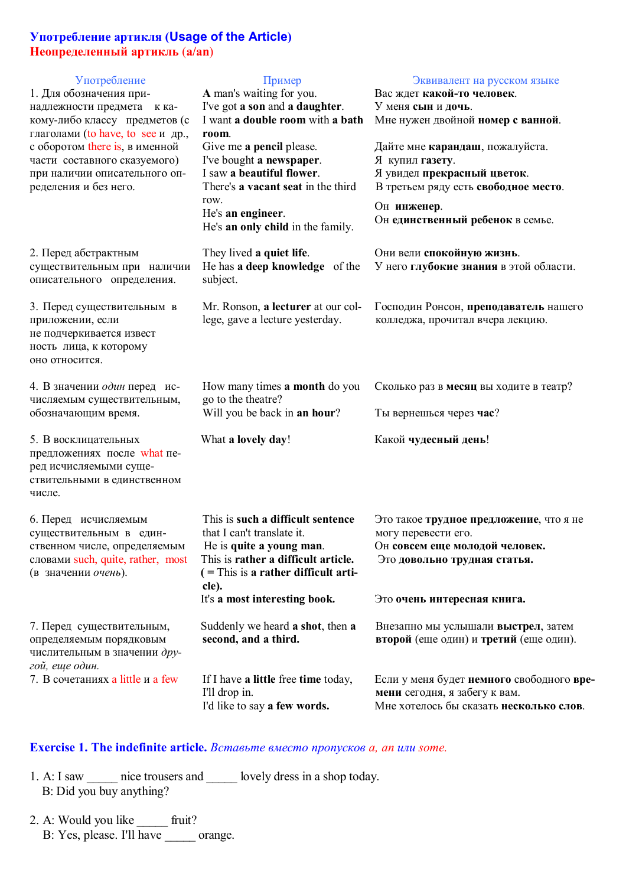## Употребление артикля (Usage of the Article)

### Неопределенный артикль (a/an)

| Употребление | Пример | Эквивалент на русском языке |
|---|---|---|
| 1. Для обозначения принадлежности предмета к какому-либо классу предметов (с глаголами (to have, to see и др., с оборотом there is, в именной части составного сказуемого) при наличии описательного определения и без него. | **A** man's waiting for you.<br>I've got **a son** and **a daughter**.<br>I want **a double room** with **a bath room**.<br>Give me **a pencil** please.<br>I've bought **a newspaper**.<br>I saw **a beautiful flower**.<br>There's **a vacant seat** in the third row.<br>He's **an engineer**.<br>He's **an only child** in the family. | Вас ждет **какой-то человек**.<br>У меня **сын** и **дочь**.<br>Мне нужен двойной **номер с ванной**.<br>Дайте мне **карандаш**, пожалуйста.<br>Я купил **газету**.<br>Я увидел **прекрасный цветок**.<br>В третьем ряду есть **свободное место**.<br>Он **инженер**.<br>Он **единственный ребенок** в семье. |
| 2. Перед абстрактным существительным при наличии описательного определения. | They lived **a quiet life**.<br>He has **a deep knowledge** of the subject. | Они вели **спокойную жизнь**.<br>У него **глубокие знания** в этой области. |
| 3. Перед существительным в приложении, если не подчеркивается известность лица, к которому оно относится. | Mr. Ronson, **a lecturer** at our college, gave a lecture yesterday. | Господин Ронсон, **преподаватель** нашего колледжа, прочитал вчера лекцию. |
| 4. В значении *один* перед исчисляемым существительным, обозначающим время. | How many times **a month** do you go to the theatre?<br>Will you be back in **an hour**? | Сколько раз в **месяц** вы ходите в театр?<br>Ты вернешься через **час**? |
| 5. В восклицательных предложениях после what перед исчисляемыми существительными в единственном числе. | What **a lovely day**! | Какой **чудесный день**! |
| 6. Перед исчисляемым существительным в единственном числе, определяемым словами such, quite, rather, most (в значении *очень*). | This is **such a difficult sentence** that I can't translate it.<br>He is **quite a young man**.<br>This is **rather a difficult article.**<br>**(** = This is **a rather difficult article).**<br>It's **a most interesting book.** | Это такое **трудное предложение**, что я не могу перевести его.<br>Он **совсем еще молодой человек.**<br>Это **довольно трудная статья.**<br><br>Это **очень интересная книга.** |
| 7. Перед существительным, определяемым порядковым числительным в значении *другой, еще один.* | Suddenly we heard **a shot**, then **a second, and a third.** | Внезапно мы услышали **выстрел**, затем **второй** (еще один) и **третий** (еще один). |
| 7. В сочетаниях a little и a few | If I have **a little** free **time** today, I'll drop in.<br>I'd like to say **a few words.** | Если у меня будет **немного** свободного **времени** сегодня, я забегу к вам.<br>Мне хотелось бы сказать **несколько слов**. |

**Exercise 1. The indefinite article.** *Вставьте вместо пропусков a, an или some.*

1. A: I saw _____ nice trousers and _____ lovely dress in a shop today.
   B: Did you buy anything?

2. A: Would you like _____ fruit?
   B: Yes, please. I'll have _____ orange.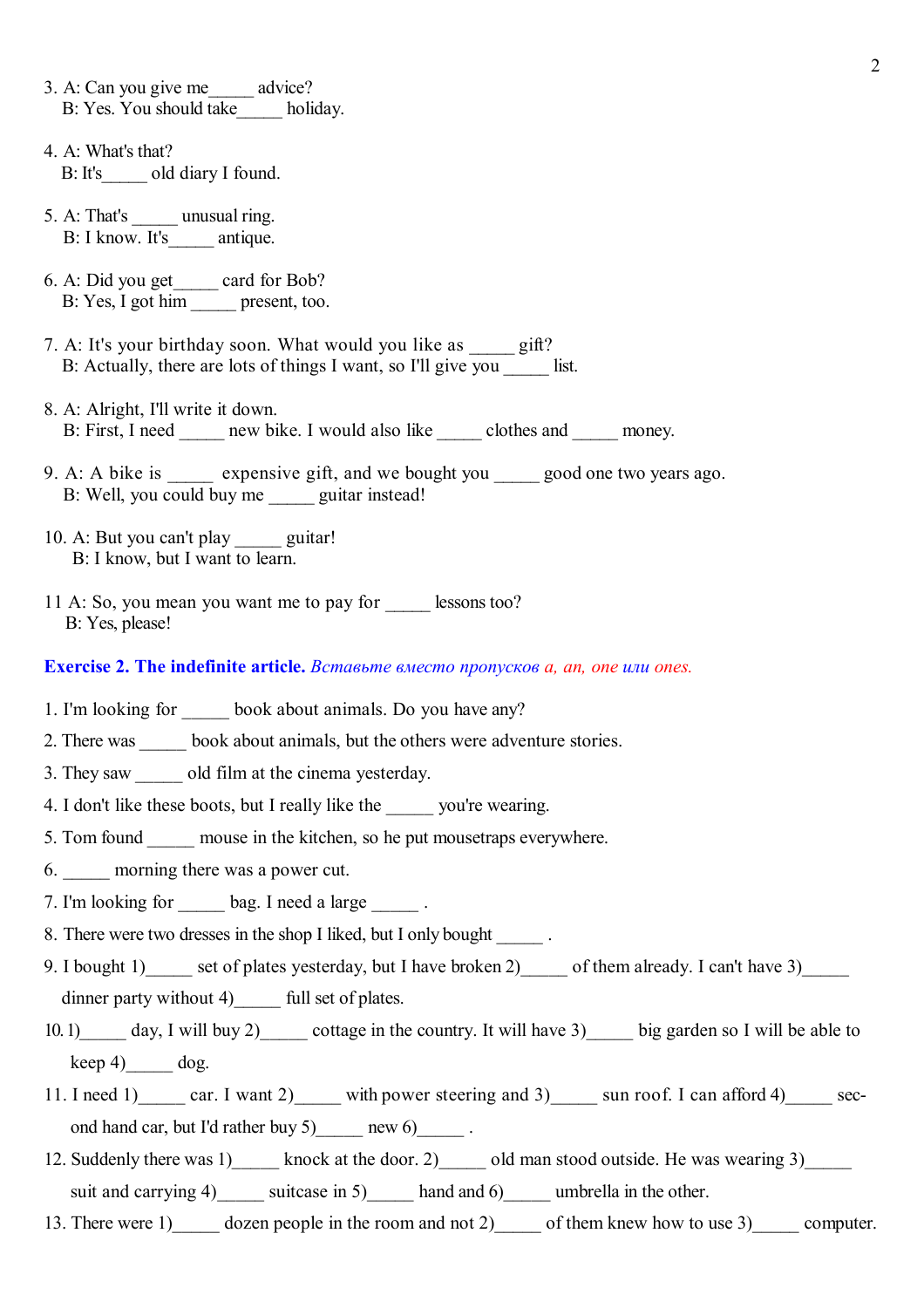3. A: Can you give me_____ advice?
   B: Yes. You should take_____ holiday.

4. A: What's that?
   B: It's_____ old diary I found.

5. A: That's _____ unusual ring.
   B: I know. It's_____ antique.

6. A: Did you get_____ card for Bob?
   B: Yes, I got him _____ present, too.

7. A: It's your birthday soon. What would you like as _____ gift?
   B: Actually, there are lots of things I want, so I'll give you _____ list.

8. A: Alright, I'll write it down.
   B: First, I need _____ new bike. I would also like _____ clothes and _____ money.

9. A: A bike is _____ expensive gift, and we bought you _____ good one two years ago.
   B: Well, you could buy me _____ guitar instead!

10. A: But you can't play _____ guitar!
    B: I know, but I want to learn.

11 A: So, you mean you want me to pay for _____ lessons too?
   B: Yes, please!

**Exercise 2. The indefinite article.** *Вставьте вместо пропусков a, an, one или ones.*

1. I'm looking for _____ book about animals. Do you have any?
2. There was _____ book about animals, but the others were adventure stories.
3. They saw _____ old film at the cinema yesterday.
4. I don't like these boots, but I really like the _____ you're wearing.
5. Tom found _____ mouse in the kitchen, so he put mousetraps everywhere.
6. _____ morning there was a power cut.
7. I'm looking for _____ bag. I need a large _____ .
8. There were two dresses in the shop I liked, but I only bought _____ .
9. I bought 1)_____ set of plates yesterday, but I have broken 2)_____ of them already. I can't have 3)_____ dinner party without 4)_____ full set of plates.
10. 1)_____ day, I will buy 2)_____ cottage in the country. It will have 3)_____ big garden so I will be able to keep 4)_____ dog.
11. I need 1)_____ car. I want 2)_____ with power steering and 3)_____ sun roof. I can afford 4)_____ second hand car, but I'd rather buy 5)_____ new 6)_____ .
12. Suddenly there was 1)_____ knock at the door. 2)_____ old man stood outside. He was wearing 3)_____ suit and carrying 4)_____ suitcase in 5)_____ hand and 6)_____ umbrella in the other.
13. There were 1)_____ dozen people in the room and not 2)_____ of them knew how to use 3)_____ computer.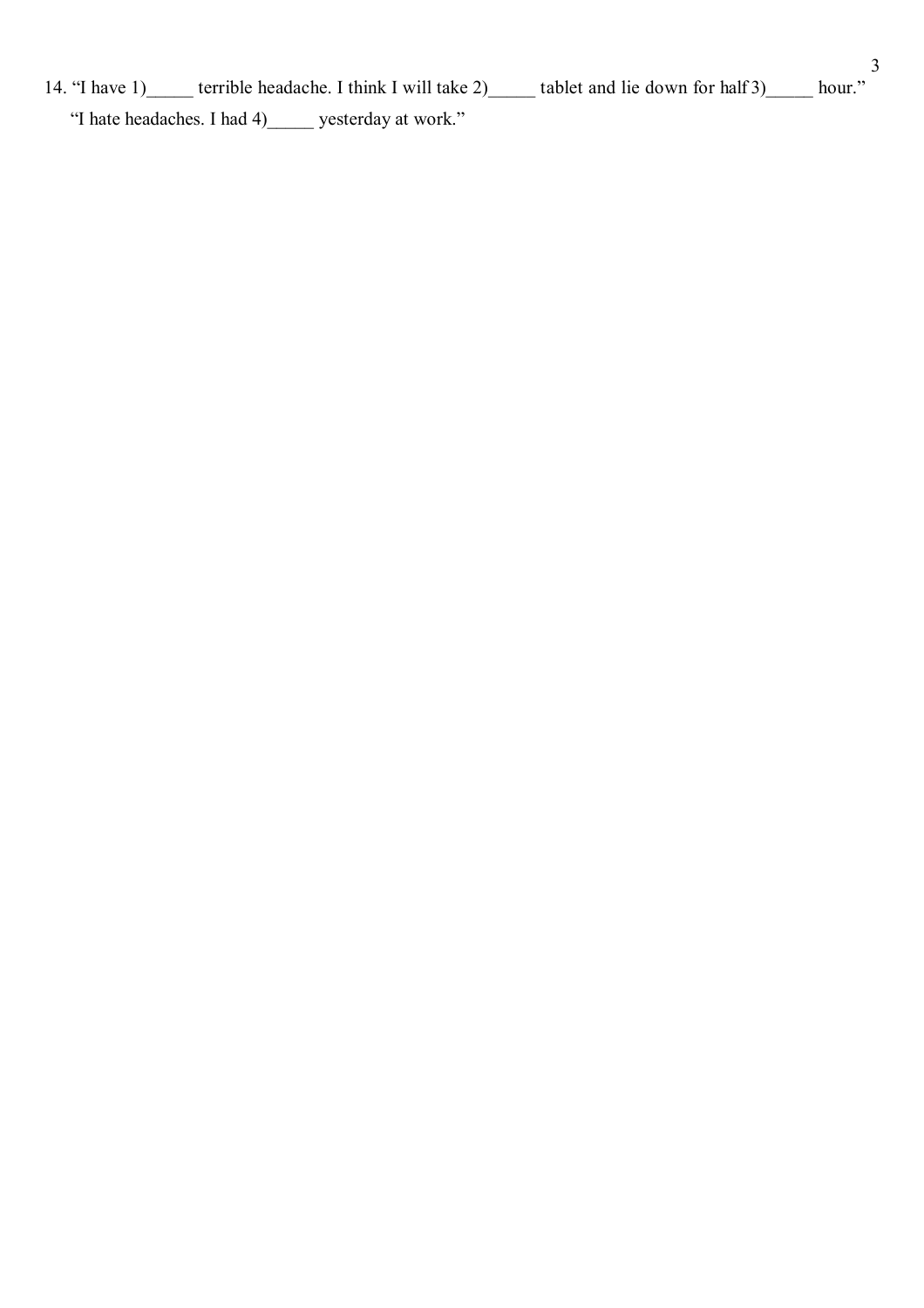14. "I have 1)_____ terrible headache. I think I will take 2)_____ tablet and lie down for half 3)_____ hour."
"I hate headaches. I had 4)_____ yesterday at work."